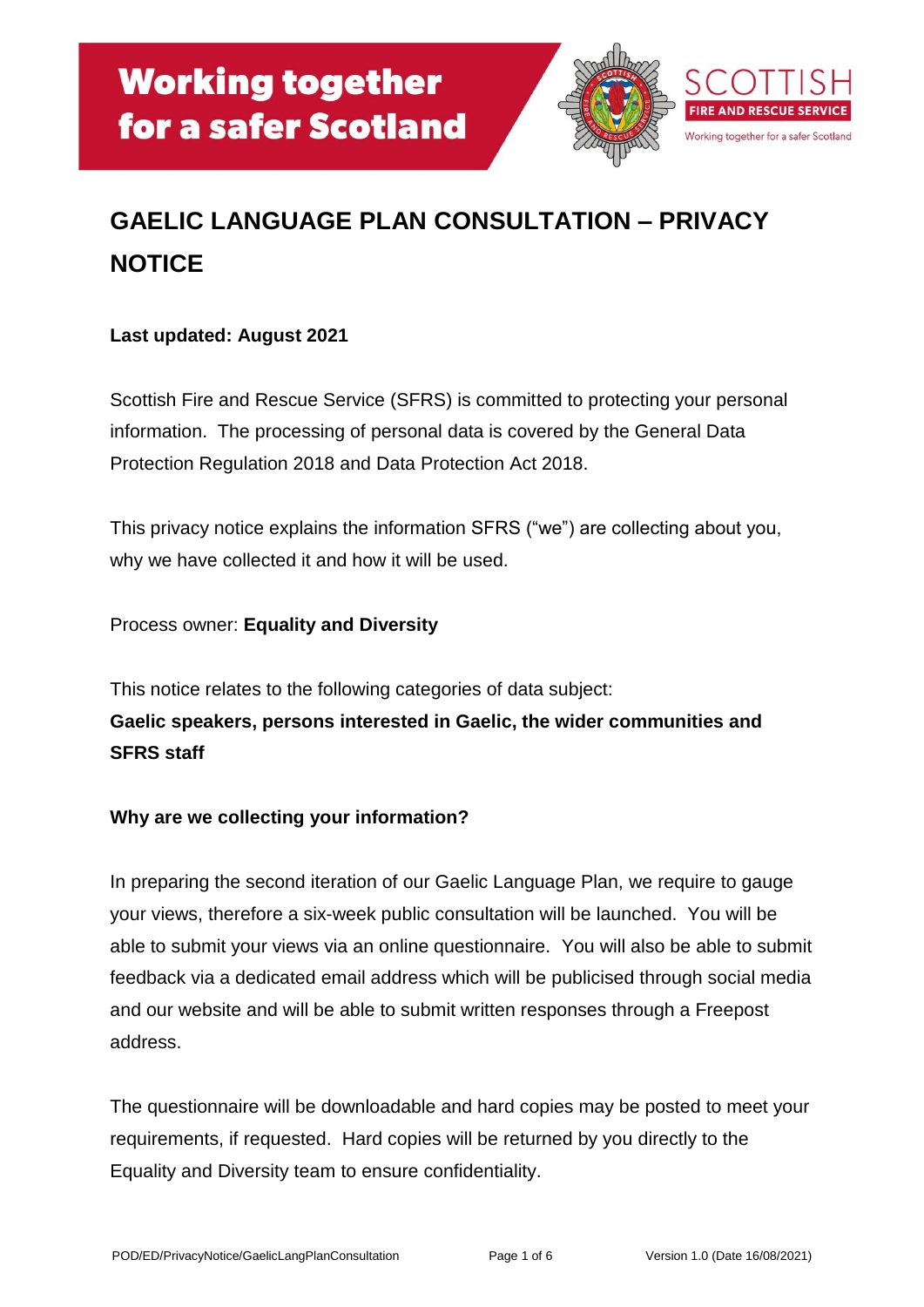# GAELIC LANGUAGE PLAN CONSULTATION – PRIVACY NOTICE

**Last updated: August 2021**

Scottish Fire and Rescue Service (SFRS) is committed to protecting your personal information. The processing of personal data is covered by the General Data Protection Regulation 2018 and Data Protection Act 2018.

This privacy notice explains the information SFRS ("we") are collecting about you, why we have collected it and how it will be used.

Process owner: **Equality and Diversity**

This notice relates to the following categories of data subject:
**Gaelic speakers, persons interested in Gaelic, the wider communities and SFRS staff**

**Why are we collecting your information?**

In preparing the second iteration of our Gaelic Language Plan, we require to gauge your views, therefore a six-week public consultation will be launched. You will be able to submit your views via an online questionnaire. You will also be able to submit feedback via a dedicated email address which will be publicised through social media and our website and will be able to submit written responses through a Freepost address.

The questionnaire will be downloadable and hard copies may be posted to meet your requirements, if requested. Hard copies will be returned by you directly to the Equality and Diversity team to ensure confidentiality.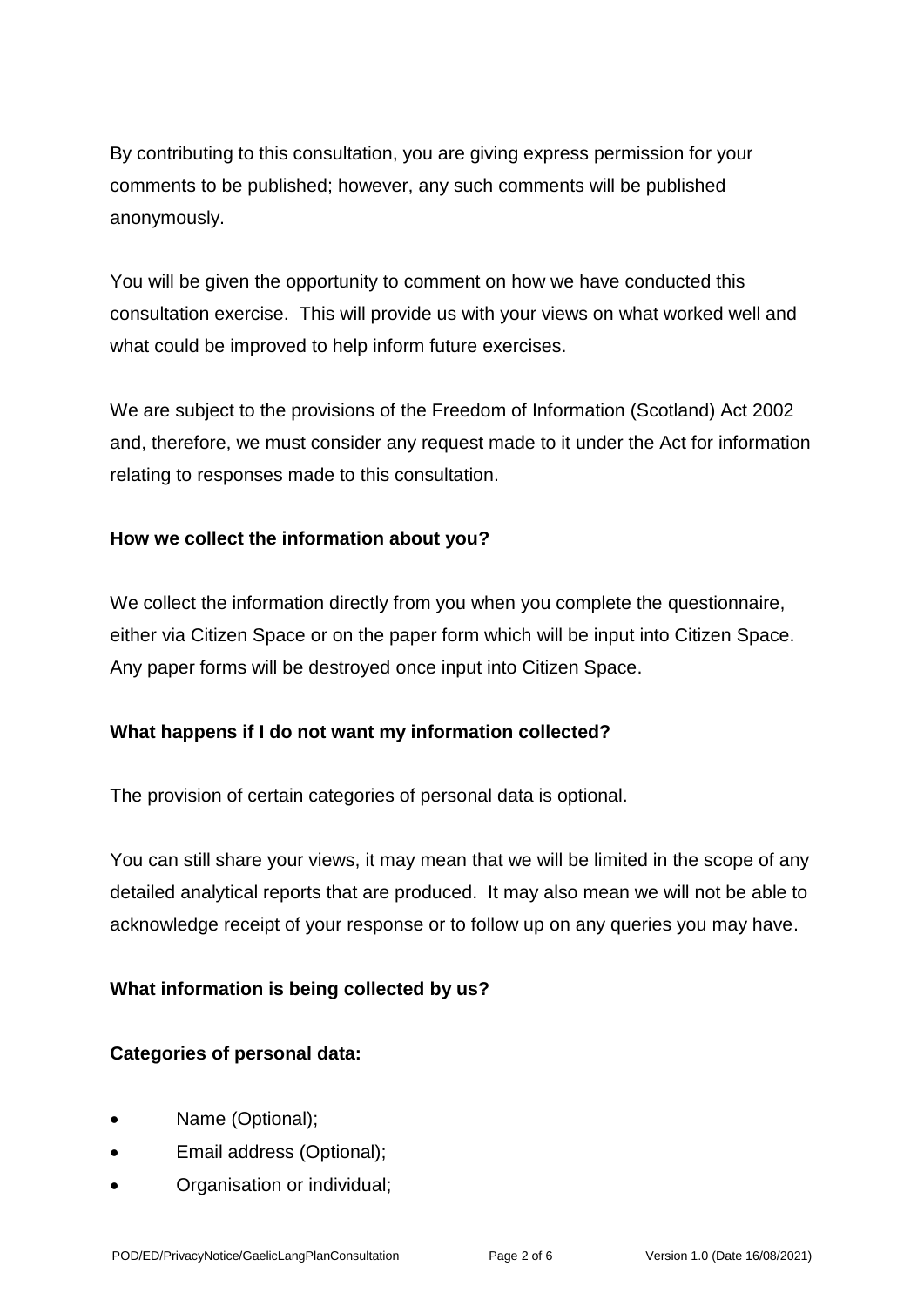By contributing to this consultation, you are giving express permission for your comments to be published; however, any such comments will be published anonymously.

You will be given the opportunity to comment on how we have conducted this consultation exercise. This will provide us with your views on what worked well and what could be improved to help inform future exercises.

We are subject to the provisions of the Freedom of Information (Scotland) Act 2002 and, therefore, we must consider any request made to it under the Act for information relating to responses made to this consultation.

**How we collect the information about you?**

We collect the information directly from you when you complete the questionnaire, either via Citizen Space or on the paper form which will be input into Citizen Space. Any paper forms will be destroyed once input into Citizen Space.

**What happens if I do not want my information collected?**

The provision of certain categories of personal data is optional.

You can still share your views, it may mean that we will be limited in the scope of any detailed analytical reports that are produced. It may also mean we will not be able to acknowledge receipt of your response or to follow up on any queries you may have.

**What information is being collected by us?**

**Categories of personal data:**

- Name (Optional);
- Email address (Optional);
- Organisation or individual;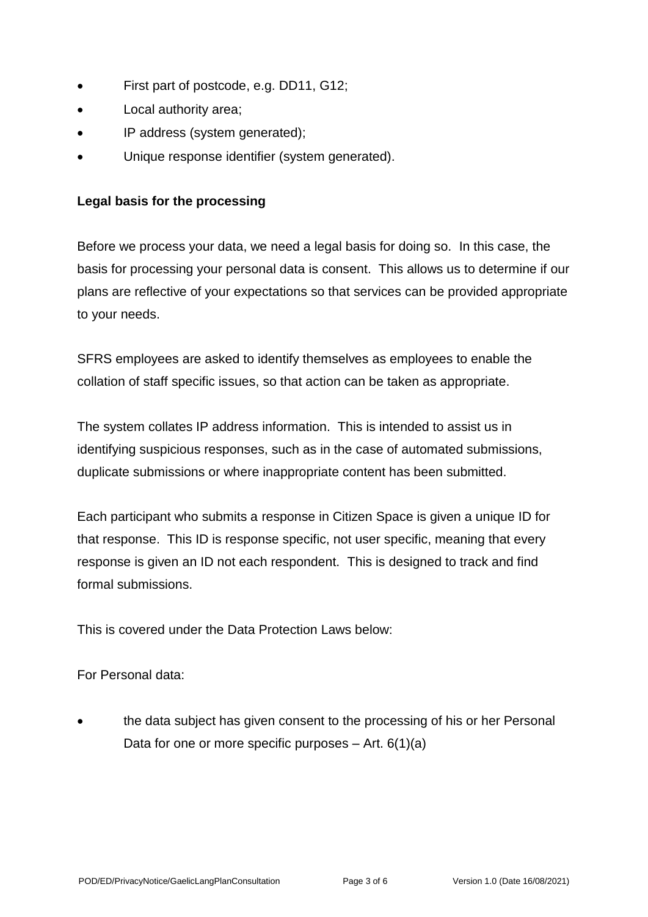- First part of postcode, e.g. DD11, G12;
- Local authority area;
- IP address (system generated);
- Unique response identifier (system generated).

**Legal basis for the processing**

Before we process your data, we need a legal basis for doing so. In this case, the basis for processing your personal data is consent. This allows us to determine if our plans are reflective of your expectations so that services can be provided appropriate to your needs.

SFRS employees are asked to identify themselves as employees to enable the collation of staff specific issues, so that action can be taken as appropriate.

The system collates IP address information. This is intended to assist us in identifying suspicious responses, such as in the case of automated submissions, duplicate submissions or where inappropriate content has been submitted.

Each participant who submits a response in Citizen Space is given a unique ID for that response. This ID is response specific, not user specific, meaning that every response is given an ID not each respondent. This is designed to track and find formal submissions.

This is covered under the Data Protection Laws below:

For Personal data:

- the data subject has given consent to the processing of his or her Personal Data for one or more specific purposes – Art. 6(1)(a)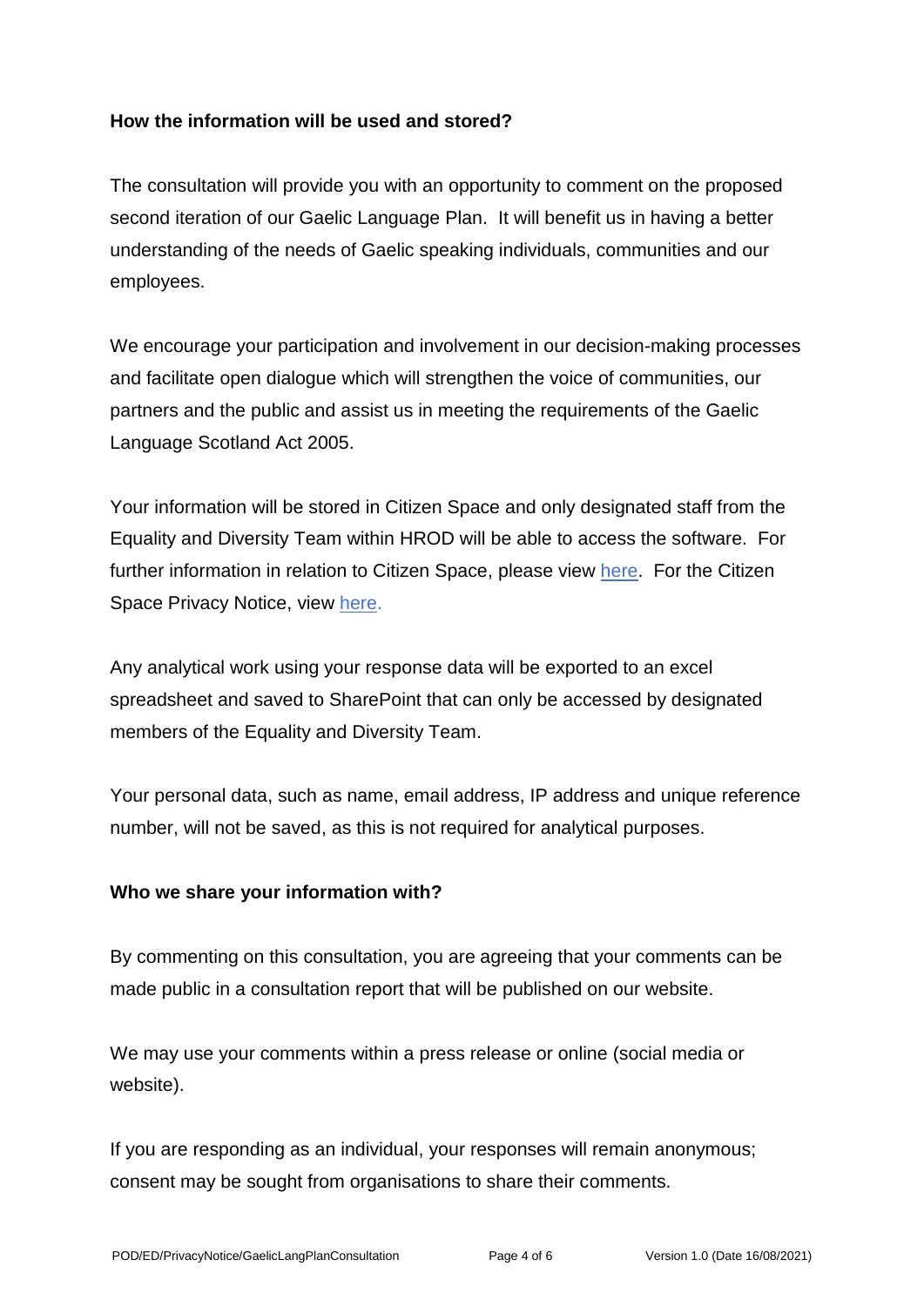**How the information will be used and stored?**

The consultation will provide you with an opportunity to comment on the proposed second iteration of our Gaelic Language Plan. It will benefit us in having a better understanding of the needs of Gaelic speaking individuals, communities and our employees.

We encourage your participation and involvement in our decision-making processes and facilitate open dialogue which will strengthen the voice of communities, our partners and the public and assist us in meeting the requirements of the Gaelic Language Scotland Act 2005.

Your information will be stored in Citizen Space and only designated staff from the Equality and Diversity Team within HROD will be able to access the software. For further information in relation to Citizen Space, please view here. For the Citizen Space Privacy Notice, view here.

Any analytical work using your response data will be exported to an excel spreadsheet and saved to SharePoint that can only be accessed by designated members of the Equality and Diversity Team.

Your personal data, such as name, email address, IP address and unique reference number, will not be saved, as this is not required for analytical purposes.

**Who we share your information with?**

By commenting on this consultation, you are agreeing that your comments can be made public in a consultation report that will be published on our website.

We may use your comments within a press release or online (social media or website).

If you are responding as an individual, your responses will remain anonymous; consent may be sought from organisations to share their comments.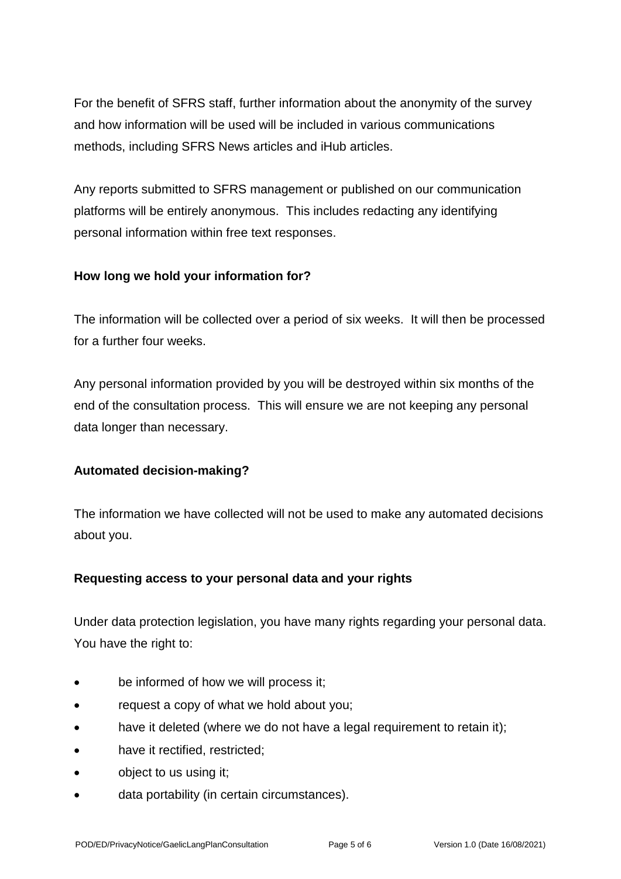For the benefit of SFRS staff, further information about the anonymity of the survey and how information will be used will be included in various communications methods, including SFRS News articles and iHub articles.

Any reports submitted to SFRS management or published on our communication platforms will be entirely anonymous. This includes redacting any identifying personal information within free text responses.

**How long we hold your information for?**

The information will be collected over a period of six weeks. It will then be processed for a further four weeks.

Any personal information provided by you will be destroyed within six months of the end of the consultation process. This will ensure we are not keeping any personal data longer than necessary.

**Automated decision-making?**

The information we have collected will not be used to make any automated decisions about you.

**Requesting access to your personal data and your rights**

Under data protection legislation, you have many rights regarding your personal data. You have the right to:

- be informed of how we will process it;
- request a copy of what we hold about you;
- have it deleted (where we do not have a legal requirement to retain it);
- have it rectified, restricted;
- object to us using it;
- data portability (in certain circumstances).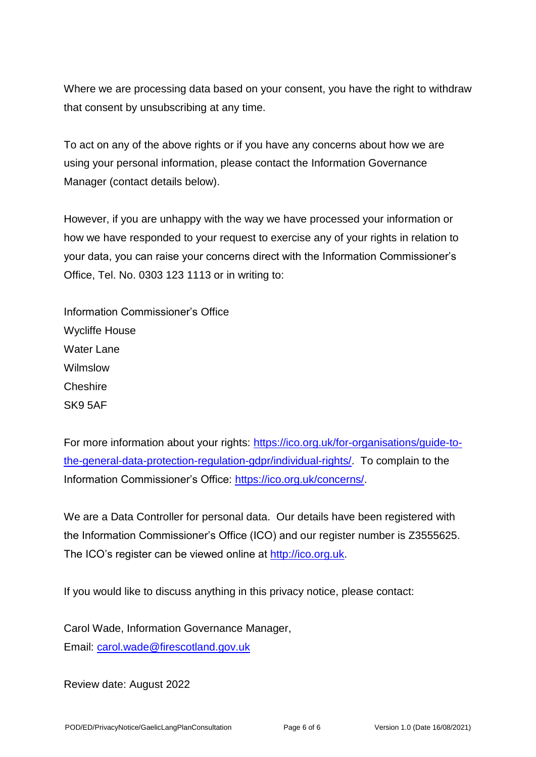Where we are processing data based on your consent, you have the right to withdraw that consent by unsubscribing at any time.

To act on any of the above rights or if you have any concerns about how we are using your personal information, please contact the Information Governance Manager (contact details below).

However, if you are unhappy with the way we have processed your information or how we have responded to your request to exercise any of your rights in relation to your data, you can raise your concerns direct with the Information Commissioner's Office, Tel. No. 0303 123 1113 or in writing to:

Information Commissioner's Office
Wycliffe House
Water Lane
Wilmslow
Cheshire
SK9 5AF

For more information about your rights: [https://ico.org.uk/for-organisations/guide-to-the-general-data-protection-regulation-gdpr/individual-rights/](https://ico.org.uk/for-organisations/guide-to-the-general-data-protection-regulation-gdpr/individual-rights/). To complain to the Information Commissioner's Office: [https://ico.org.uk/concerns/](https://ico.org.uk/concerns/).

We are a Data Controller for personal data. Our details have been registered with the Information Commissioner's Office (ICO) and our register number is Z3555625. The ICO's register can be viewed online at [http://ico.org.uk](http://ico.org.uk).

If you would like to discuss anything in this privacy notice, please contact:

Carol Wade, Information Governance Manager,
Email: [carol.wade@firescotland.gov.uk](mailto:carol.wade@firescotland.gov.uk)

Review date: August 2022